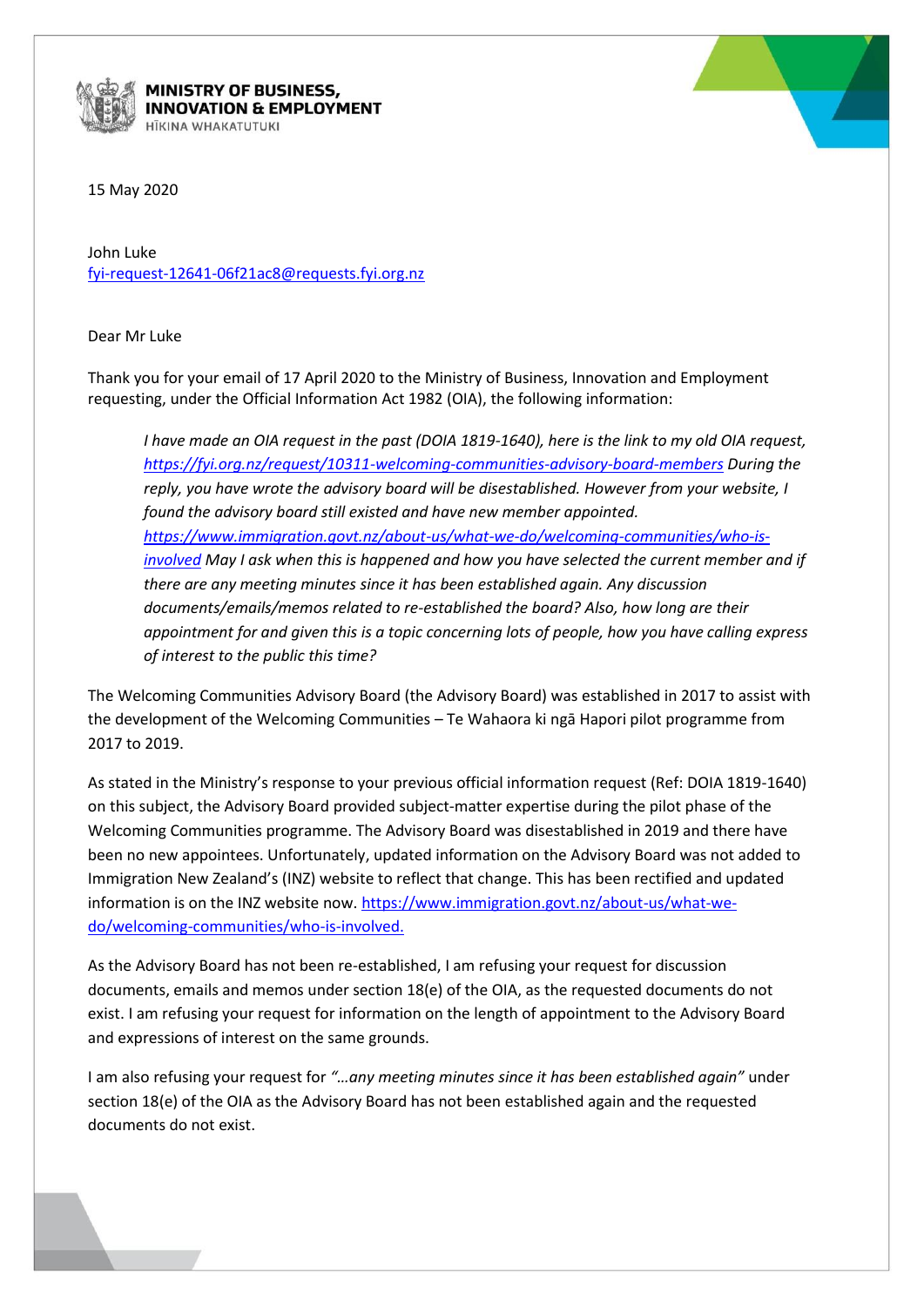**MINISTRY OF BUSINESS, INNOVATION & EMPLOYMENT**
HĪKINA WHAKATUTUKI

15 May 2020

John Luke
fyi-request-12641-06f21ac8@requests.fyi.org.nz

Dear Mr Luke

Thank you for your email of 17 April 2020 to the Ministry of Business, Innovation and Employment requesting, under the Official Information Act 1982 (OIA), the following information:

> *I have made an OIA request in the past (DOIA 1819-1640), here is the link to my old OIA request, https://fyi.org.nz/request/10311-welcoming-communities-advisory-board-members During the reply, you have wrote the advisory board will be disestablished. However from your website, I found the advisory board still existed and have new member appointed. https://www.immigration.govt.nz/about-us/what-we-do/welcoming-communities/who-is-involved May I ask when this is happened and how you have selected the current member and if there are any meeting minutes since it has been established again. Any discussion documents/emails/memos related to re-established the board? Also, how long are their appointment for and given this is a topic concerning lots of people, how you have calling express of interest to the public this time?*

The Welcoming Communities Advisory Board (the Advisory Board) was established in 2017 to assist with the development of the Welcoming Communities – Te Wahaora ki ngā Hapori pilot programme from 2017 to 2019.

As stated in the Ministry's response to your previous official information request (Ref: DOIA 1819-1640) on this subject, the Advisory Board provided subject-matter expertise during the pilot phase of the Welcoming Communities programme. The Advisory Board was disestablished in 2019 and there have been no new appointees. Unfortunately, updated information on the Advisory Board was not added to Immigration New Zealand's (INZ) website to reflect that change. This has been rectified and updated information is on the INZ website now. https://www.immigration.govt.nz/about-us/what-we-do/welcoming-communities/who-is-involved.

As the Advisory Board has not been re-established, I am refusing your request for discussion documents, emails and memos under section 18(e) of the OIA, as the requested documents do not exist. I am refusing your request for information on the length of appointment to the Advisory Board and expressions of interest on the same grounds.

I am also refusing your request for *"...any meeting minutes since it has been established again"* under section 18(e) of the OIA as the Advisory Board has not been established again and the requested documents do not exist.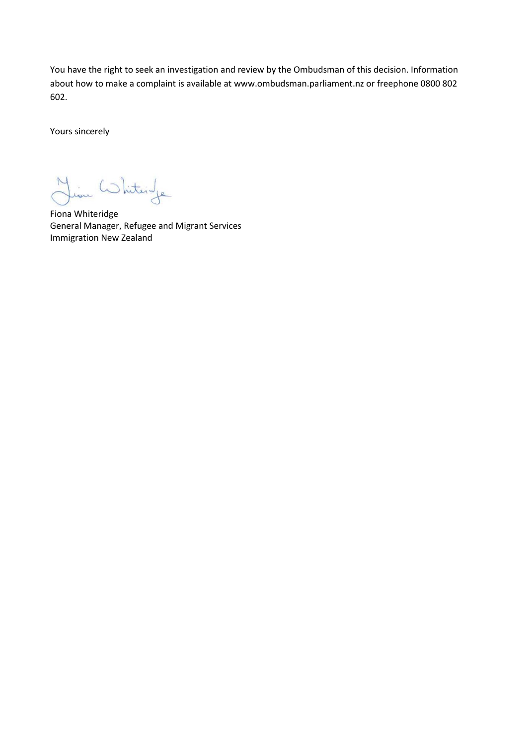You have the right to seek an investigation and review by the Ombudsman of this decision. Information about how to make a complaint is available at www.ombudsman.parliament.nz or freephone 0800 802 602.

Yours sincerely

Fiona Whiteridge
General Manager, Refugee and Migrant Services
Immigration New Zealand